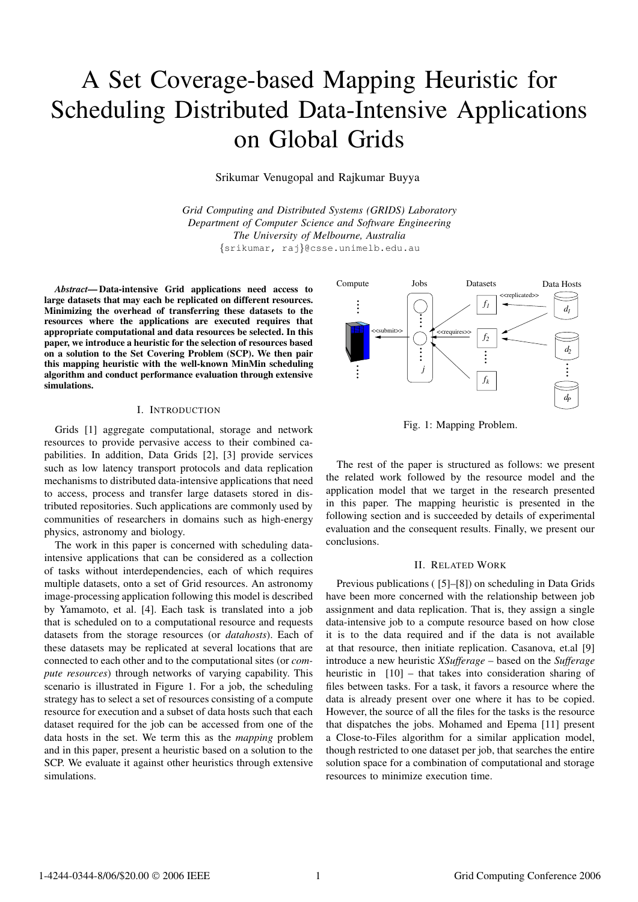# A Set Coverage-based Mapping Heuristic for Scheduling Distributed Data-Intensive Applications on Global Grids

Srikumar Venugopal and Rajkumar Buyya

*Grid Computing and Distributed Systems (GRIDS) Laboratory*
*Department of Computer Science and Software Engineering*
*The University of Melbourne, Australia*
{srikumar, raj}@csse.unimelb.edu.au

***Abstract*— Data-intensive Grid applications need access to large datasets that may each be replicated on different resources. Minimizing the overhead of transferring these datasets to the resources where the applications are executed requires that appropriate computational and data resources be selected. In this paper, we introduce a heuristic for the selection of resources based on a solution to the Set Covering Problem (SCP). We then pair this mapping heuristic with the well-known MinMin scheduling algorithm and conduct performance evaluation through extensive simulations.**

## I. Introduction

Grids [1] aggregate computational, storage and network resources to provide pervasive access to their combined capabilities. In addition, Data Grids [2], [3] provide services such as low latency transport protocols and data replication mechanisms to distributed data-intensive applications that need to access, process and transfer large datasets stored in distributed repositories. Such applications are commonly used by communities of researchers in domains such as high-energy physics, astronomy and biology.

The work in this paper is concerned with scheduling data-intensive applications that can be considered as a collection of tasks without interdependencies, each of which requires multiple datasets, onto a set of Grid resources. An astronomy image-processing application following this model is described by Yamamoto, et al. [4]. Each task is translated into a job that is scheduled on to a computational resource and requests datasets from the storage resources (or *datahosts*). Each of these datasets may be replicated at several locations that are connected to each other and to the computational sites (or *compute resources*) through networks of varying capability. This scenario is illustrated in Figure 1. For a job, the scheduling strategy has to select a set of resources consisting of a compute resource for execution and a subset of data hosts such that each dataset required for the job can be accessed from one of the data hosts in the set. We term this as the *mapping* problem and in this paper, present a heuristic based on a solution to the SCP. We evaluate it against other heuristics through extensive simulations.

Compute
Jobs
Datasets
Data Hosts
<<replicated>>
<<submit>>
<<requires>>
$f_1$
$f_2$
$f_k$
$d_1$
$d_2$
$d_P$
$j$

Fig. 1: Mapping Problem.

The rest of the paper is structured as follows: we present the related work followed by the resource model and the application model that we target in the research presented in this paper. The mapping heuristic is presented in the following section and is succeeded by details of experimental evaluation and the consequent results. Finally, we present our conclusions.

## II. Related Work

Previous publications ( [5]–[8]) on scheduling in Data Grids have been more concerned with the relationship between job assignment and data replication. That is, they assign a single data-intensive job to a compute resource based on how close it is to the data required and if the data is not available at that resource, then initiate replication. Casanova, et.al [9] introduce a new heuristic *XSufferage* – based on the *Sufferage* heuristic in [10] – that takes into consideration sharing of files between tasks. For a task, it favors a resource where the data is already present over one where it has to be copied. However, the source of all the files for the tasks is the resource that dispatches the jobs. Mohamed and Epema [11] present a Close-to-Files algorithm for a similar application model, though restricted to one dataset per job, that searches the entire solution space for a combination of computational and storage resources to minimize execution time.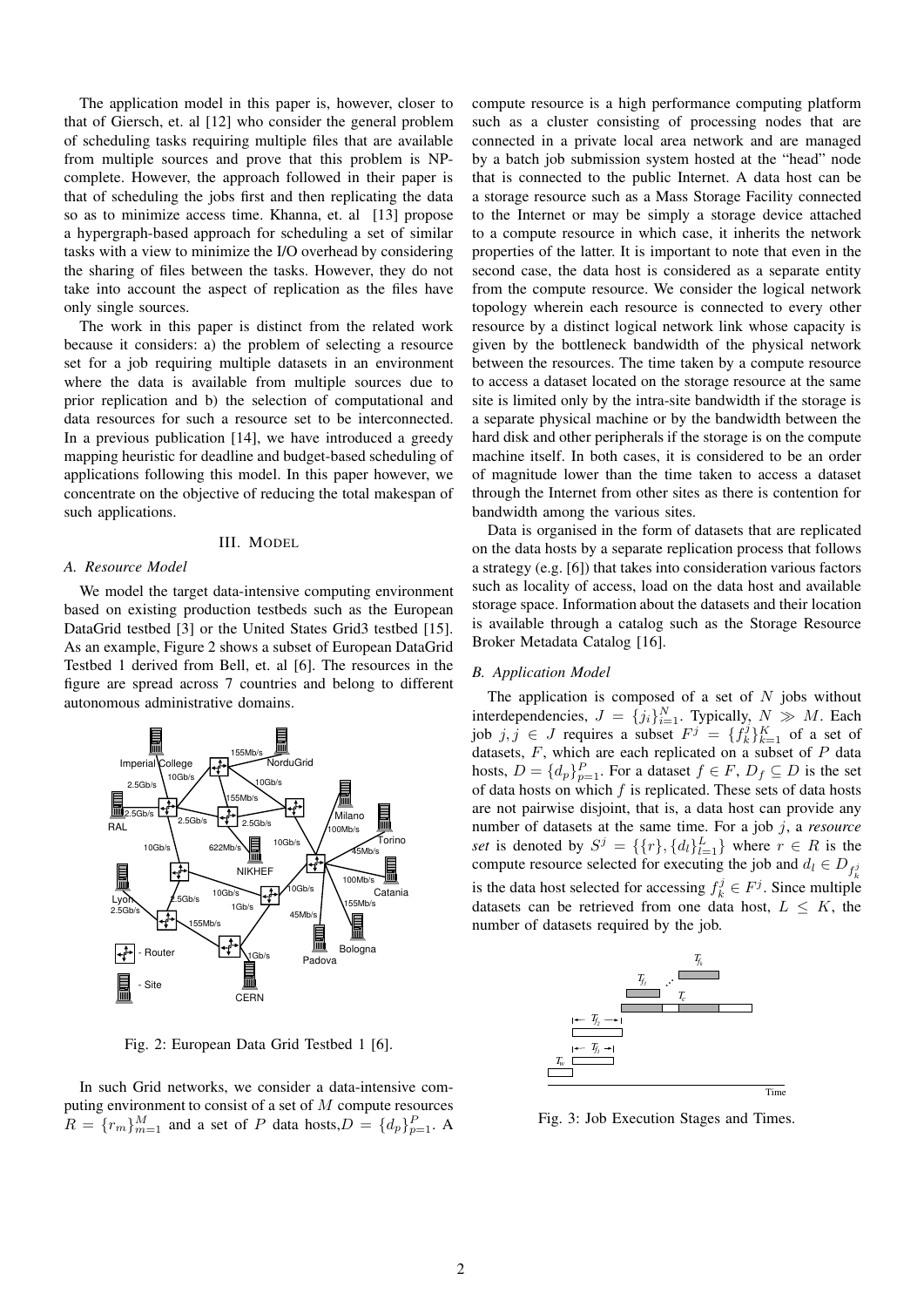The application model in this paper is, however, closer to that of Giersch, et. al [12] who consider the general problem of scheduling tasks requiring multiple files that are available from multiple sources and prove that this problem is NP-complete. However, the approach followed in their paper is that of scheduling the jobs first and then replicating the data so as to minimize access time. Khanna, et. al [13] propose a hypergraph-based approach for scheduling a set of similar tasks with a view to minimize the I/O overhead by considering the sharing of files between the tasks. However, they do not take into account the aspect of replication as the files have only single sources.

The work in this paper is distinct from the related work because it considers: a) the problem of selecting a resource set for a job requiring multiple datasets in an environment where the data is available from multiple sources due to prior replication and b) the selection of computational and data resources for such a resource set to be interconnected. In a previous publication [14], we have introduced a greedy mapping heuristic for deadline and budget-based scheduling of applications following this model. In this paper however, we concentrate on the objective of reducing the total makespan of such applications.

## III. Model

### A. Resource Model

We model the target data-intensive computing environment based on existing production testbeds such as the European DataGrid testbed [3] or the United States Grid3 testbed [15]. As an example, Figure 2 shows a subset of European DataGrid Testbed 1 derived from Bell, et. al [6]. The resources in the figure are spread across 7 countries and belong to different autonomous administrative domains.

Imperial College
NorduGrid
RAL
Milano
Torino
NIKHEF
Lyon
Catania
Padova
Bologna
CERN
155Mb/s
10Gb/s
2.5Gb/s
10Gb/s
155Mb/s
2.5Gb/s
2.5Gb/s
2.5Gb/s
100Mb/s
10Gb/s
622Mb/s
10Gb/s
45Mb/s
100Mb/s
10Gb/s
10Gb/s
2.5Gb/s
1Gb/s
155Mb/s
2.5Gb/s
155Mb/s
45Mb/s
1Gb/s
- Router
- Site

Fig. 2: European Data Grid Testbed 1 [6].

In such Grid networks, we consider a data-intensive computing environment to consist of a set of $M$ compute resources $R = \{r_m\}_{m=1}^{M}$ and a set of $P$ data hosts, $D = \{d_p\}_{p=1}^{P}$. A compute resource is a high performance computing platform such as a cluster consisting of processing nodes that are connected in a private local area network and are managed by a batch job submission system hosted at the "head" node that is connected to the public Internet. A data host can be a storage resource such as a Mass Storage Facility connected to the Internet or may be simply a storage device attached to a compute resource in which case, it inherits the network properties of the latter. It is important to note that even in the second case, the data host is considered as a separate entity from the compute resource. We consider the logical network topology wherein each resource is connected to every other resource by a distinct logical network link whose capacity is given by the bottleneck bandwidth of the physical network between the resources. The time taken by a compute resource to access a dataset located on the storage resource at the same site is limited only by the intra-site bandwidth if the storage is a separate physical machine or by the bandwidth between the hard disk and other peripherals if the storage is on the compute machine itself. In both cases, it is considered to be an order of magnitude lower than the time taken to access a dataset through the Internet from other sites as there is contention for bandwidth among the various sites.

Data is organised in the form of datasets that are replicated on the data hosts by a separate replication process that follows a strategy (e.g. [6]) that takes into consideration various factors such as locality of access, load on the data host and available storage space. Information about the datasets and their location is available through a catalog such as the Storage Resource Broker Metadata Catalog [16].

### B. Application Model

The application is composed of a set of $N$ jobs without interdependencies, $J = \{j_i\}_{i=1}^{N}$. Typically, $N \gg M$. Each job $j, j \in J$ requires a subset $F^j = \{f_k^j\}_{k=1}^{K}$ of a set of datasets, $F$, which are each replicated on a subset of $P$ data hosts, $D = \{d_p\}_{p=1}^{P}$. For a dataset $f \in F$, $D_f \subseteq D$ is the set of data hosts on which $f$ is replicated. These sets of data hosts are not pairwise disjoint, that is, a data host can provide any number of datasets at the same time. For a job $j$, a *resource set* is denoted by $S^j = \{\{r\}, \{d_l\}_{l=1}^{L}\}$ where $r \in R$ is the compute resource selected for executing the job and $d_l \in D_{f_k^j}$ is the data host selected for accessing $f_k^j \in F^j$. Since multiple datasets can be retrieved from one data host, $L \leq K$, the number of datasets required by the job.

$T_{f_k}$
$T_{f_3}$
$T_c$
$T_{f_2}$
$T_{f_1}$
$T_w$
Time

Fig. 3: Job Execution Stages and Times.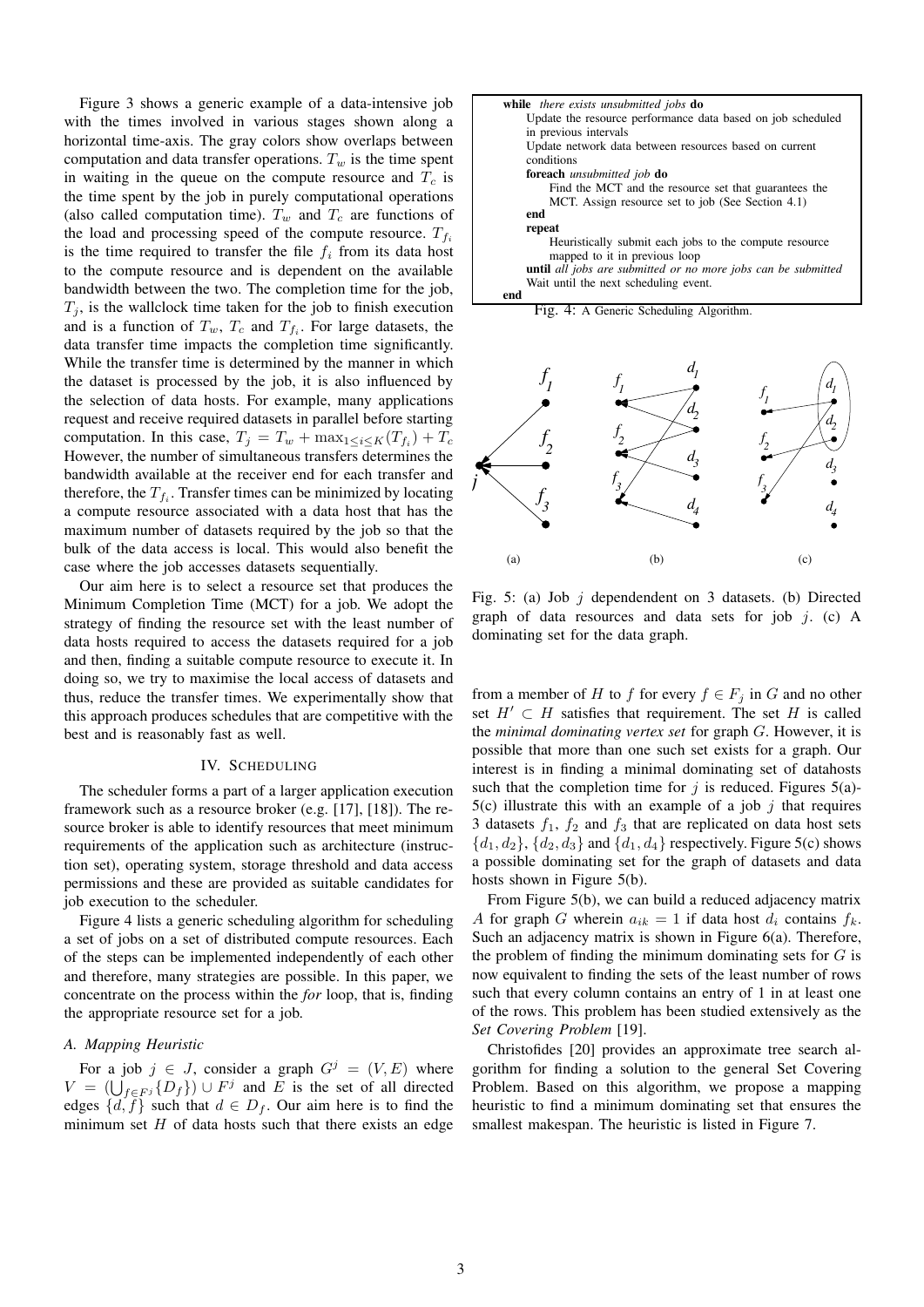Figure 3 shows a generic example of a data-intensive job with the times involved in various stages shown along a horizontal time-axis. The gray colors show overlaps between computation and data transfer operations. $T_w$ is the time spent in waiting in the queue on the compute resource and $T_c$ is the time spent by the job in purely computational operations (also called computation time). $T_w$ and $T_c$ are functions of the load and processing speed of the compute resource. $T_{f_i}$ is the time required to transfer the file $f_i$ from its data host to the compute resource and is dependent on the available bandwidth between the two. The completion time for the job, $T_j$, is the wallclock time taken for the job to finish execution and is a function of $T_w$, $T_c$ and $T_{f_i}$. For large datasets, the data transfer time impacts the completion time significantly. While the transfer time is determined by the manner in which the dataset is processed by the job, it is also influenced by the selection of data hosts. For example, many applications request and receive required datasets in parallel before starting computation. In this case, $T_j = T_w + \max_{1 \le i \le K}(T_{f_i}) + T_c$ However, the number of simultaneous transfers determines the bandwidth available at the receiver end for each transfer and therefore, the $T_{f_i}$. Transfer times can be minimized by locating a compute resource associated with a data host that has the maximum number of datasets required by the job so that the bulk of the data access is local. This would also benefit the case where the job accesses datasets sequentially.

Our aim here is to select a resource set that produces the Minimum Completion Time (MCT) for a job. We adopt the strategy of finding the resource set with the least number of data hosts required to access the datasets required for a job and then, finding a suitable compute resource to execute it. In doing so, we try to maximise the local access of datasets and thus, reduce the transfer times. We experimentally show that this approach produces schedules that are competitive with the best and is reasonably fast as well.

## IV. Scheduling

The scheduler forms a part of a larger application execution framework such as a resource broker (e.g. [17], [18]). The resource broker is able to identify resources that meet minimum requirements of the application such as architecture (instruction set), operating system, storage threshold and data access permissions and these are provided as suitable candidates for job execution to the scheduler.

Figure 4 lists a generic scheduling algorithm for scheduling a set of jobs on a set of distributed compute resources. Each of the steps can be implemented independently of each other and therefore, many strategies are possible. In this paper, we concentrate on the process within the *for* loop, that is, finding the appropriate resource set for a job.

```
while there exists unsubmitted jobs do
    Update the resource performance data based on job scheduled
    in previous intervals
    Update network data between resources based on current
    conditions
    foreach unsubmitted job do
        Find the MCT and the resource set that guarantees the
        MCT. Assign resource set to job (See Section 4.1)
    end
    repeat
        Heuristically submit each jobs to the compute resource
        mapped to it in previous loop
    until all jobs are submitted or no more jobs can be submitted
    Wait until the next scheduling event.
end
```

Fig. 4: A Generic Scheduling Algorithm.

Fig. 5: (a) Job $j$ dependendent on 3 datasets. (b) Directed graph of data resources and data sets for job $j$. (c) A dominating set for the data graph.

### A. Mapping Heuristic

For a job $j \in J$, consider a graph $G^j = (V, E)$ where $V = (\bigcup_{f \in F^j}\{D_f\}) \cup F^j$ and $E$ is the set of all directed edges $\{d, f\}$ such that $d \in D_f$. Our aim here is to find the minimum set $H$ of data hosts such that there exists an edge from a member of $H$ to $f$ for every $f \in F_j$ in $G$ and no other set $H' \subset H$ satisfies that requirement. The set $H$ is called the *minimal dominating vertex set* for graph $G$. However, it is possible that more than one such set exists for a graph. Our interest is in finding a minimal dominating set of datahosts such that the completion time for $j$ is reduced. Figures 5(a)-5(c) illustrate this with an example of a job $j$ that requires 3 datasets $f_1$, $f_2$ and $f_3$ that are replicated on data host sets $\{d_1, d_2\}$, $\{d_2, d_3\}$ and $\{d_1, d_4\}$ respectively. Figure 5(c) shows a possible dominating set for the graph of datasets and data hosts shown in Figure 5(b).

From Figure 5(b), we can build a reduced adjacency matrix $A$ for graph $G$ wherein $a_{ik} = 1$ if data host $d_i$ contains $f_k$. Such an adjacency matrix is shown in Figure 6(a). Therefore, the problem of finding the minimum dominating sets for $G$ is now equivalent to finding the sets of the least number of rows such that every column contains an entry of 1 in at least one of the rows. This problem has been studied extensively as the *Set Covering Problem* [19].

Christofides [20] provides an approximate tree search algorithm for finding a solution to the general Set Covering Problem. Based on this algorithm, we propose a mapping heuristic to find a minimum dominating set that ensures the smallest makespan. The heuristic is listed in Figure 7.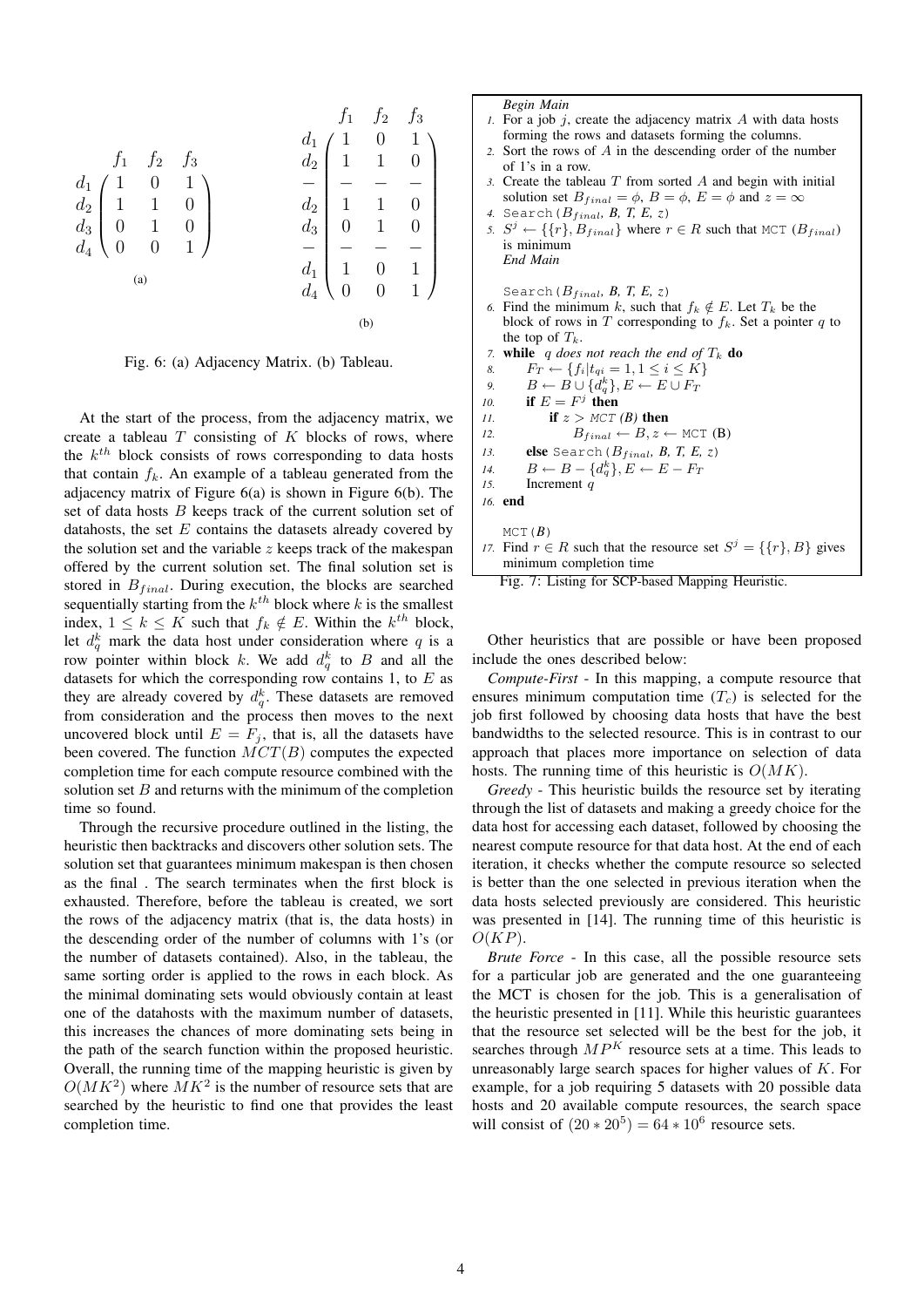$$
\begin{array}{c}
\begin{array}{c c}
 & \begin{array}{ccc} f_1 & f_2 & f_3 \end{array} \\
\begin{array}{c} d_1 \\ d_2 \\ d_3 \\ d_4 \end{array} & \left(\begin{array}{ccc} 1 & 0 & 1 \\ 1 & 1 & 0 \\ 0 & 1 & 0 \\ 0 & 0 & 1 \end{array}\right)
\end{array}
\end{array}
\qquad
\begin{array}{c c}
 & \begin{array}{ccc} f_1 & f_2 & f_3 \end{array} \\
\begin{array}{c} d_1 \\ d_2 \\ - \\ d_2 \\ d_3 \\ - \\ d_1 \\ d_4 \end{array} & \left(\begin{array}{ccc} 1 & 0 & 1 \\ 1 & 1 & 0 \\ - & - & - \\ 1 & 1 & 0 \\ 0 & 1 & 0 \\ - & - & - \\ 1 & 0 & 1 \\ 0 & 0 & 1 \end{array}\right)
\end{array}
$$

(a) (b)

Fig. 6: (a) Adjacency Matrix. (b) Tableau.

At the start of the process, from the adjacency matrix, we create a tableau $T$ consisting of $K$ blocks of rows, where the $k^{th}$ block consists of rows corresponding to data hosts that contain $f_k$. An example of a tableau generated from the adjacency matrix of Figure 6(a) is shown in Figure 6(b). The set of data hosts $B$ keeps track of the current solution set of datahosts, the set $E$ contains the datasets already covered by the solution set and the variable $z$ keeps track of the makespan offered by the current solution set. The final solution set is stored in $B_{final}$. During execution, the blocks are searched sequentially starting from the $k^{th}$ block where $k$ is the smallest index, $1 \leq k \leq K$ such that $f_k \notin E$. Within the $k^{th}$ block, let $d_q^k$ mark the data host under consideration where $q$ is a row pointer within block $k$. We add $d_q^k$ to $B$ and all the datasets for which the corresponding row contains 1, to $E$ as they are already covered by $d_q^k$. These datasets are removed from consideration and the process then moves to the next uncovered block until $E = F_j$, that is, all the datasets have been covered. The function $MCT(B)$ computes the expected completion time for each compute resource combined with the solution set $B$ and returns with the minimum of the completion time so found.

Through the recursive procedure outlined in the listing, the heuristic then backtracks and discovers other solution sets. The solution set that guarantees minimum makespan is then chosen as the final . The search terminates when the first block is exhausted. Therefore, before the tableau is created, we sort the rows of the adjacency matrix (that is, the data hosts) in the descending order of the number of columns with 1's (or the number of datasets contained). Also, in the tableau, the same sorting order is applied to the rows in each block. As the minimal dominating sets would obviously contain at least one of the datahosts with the maximum number of datasets, this increases the chances of more dominating sets being in the path of the search function within the proposed heuristic. Overall, the running time of the mapping heuristic is given by $O(MK^2)$ where $MK^2$ is the number of resource sets that are searched by the heuristic to find one that provides the least completion time.

```
Begin Main
1.  For a job j, create the adjacency matrix A with data hosts
    forming the rows and datasets forming the columns.
2.  Sort the rows of A in the descending order of the number
    of 1's in a row.
3.  Create the tableau T from sorted A and begin with initial
    solution set B_final = φ, B = φ, E = φ and z = ∞
4.  Search(B_final, B, T, E, z)
5.  S^j ← {{r}, B_final} where r ∈ R such that MCT (B_final)
    is minimum
End Main

    Search(B_final, B, T, E, z)
6.  Find the minimum k, such that f_k ∉ E. Let T_k be the
    block of rows in T corresponding to f_k. Set a pointer q to
    the top of T_k.
7.  while q does not reach the end of T_k do
8.      F_T ← {f_i | t_qi = 1, 1 ≤ i ≤ K}
9.      B ← B ∪ {d_q^k}, E ← E ∪ F_T
10.     if E = F^j then
11.         if z > MCT (B) then
12.             B_final ← B, z ← MCT (B)
13.     else Search(B_final, B, T, E, z)
14.     B ← B − {d_q^k}, E ← E − F_T
15.     Increment q
16. end

    MCT(B)
17. Find r ∈ R such that the resource set S^j = {{r}, B} gives
    minimum completion time
```

Fig. 7: Listing for SCP-based Mapping Heuristic.

Other heuristics that are possible or have been proposed include the ones described below:

*Compute-First* - In this mapping, a compute resource that ensures minimum computation time ($T_c$) is selected for the job first followed by choosing data hosts that have the best bandwidths to the selected resource. This is in contrast to our approach that places more importance on selection of data hosts. The running time of this heuristic is $O(MK)$.

*Greedy* - This heuristic builds the resource set by iterating through the list of datasets and making a greedy choice for the data host for accessing each dataset, followed by choosing the nearest compute resource for that data host. At the end of each iteration, it checks whether the compute resource so selected is better than the one selected in previous iteration when the data hosts selected previously are considered. This heuristic was presented in [14]. The running time of this heuristic is $O(KP)$.

*Brute Force* - In this case, all the possible resource sets for a particular job are generated and the one guaranteeing the MCT is chosen for the job. This is a generalisation of the heuristic presented in [11]. While this heuristic guarantees that the resource set selected will be the best for the job, it searches through $MP^K$ resource sets at a time. This leads to unreasonably large search spaces for higher values of $K$. For example, for a job requiring 5 datasets with 20 possible data hosts and 20 available compute resources, the search space will consist of $(20 * 20^5) = 64 * 10^6$ resource sets.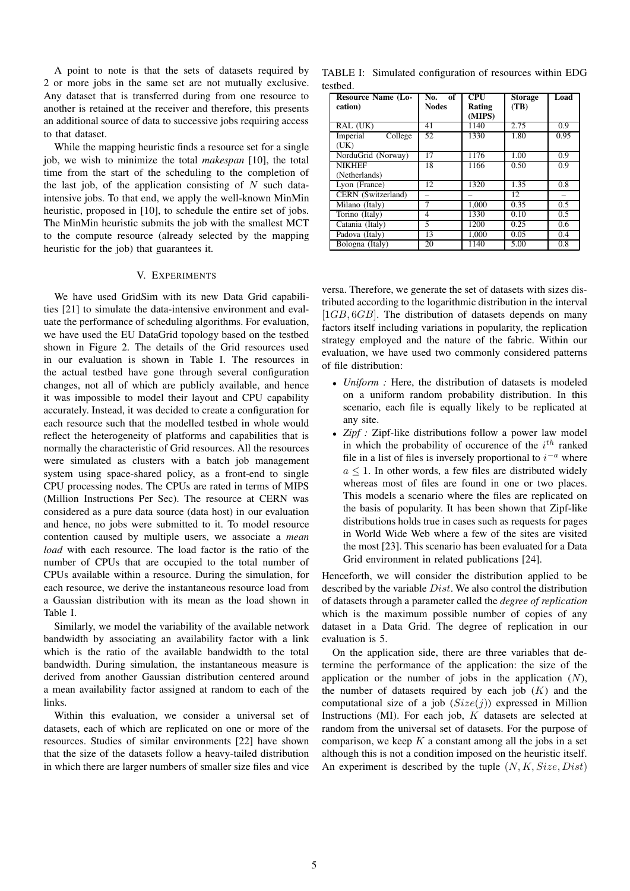A point to note is that the sets of datasets required by 2 or more jobs in the same set are not mutually exclusive. Any dataset that is transferred during from one resource to another is retained at the receiver and therefore, this presents an additional source of data to successive jobs requiring access to that dataset.

While the mapping heuristic finds a resource set for a single job, we wish to minimize the total *makespan* [10], the total time from the start of the scheduling to the completion of the last job, of the application consisting of $N$ such data-intensive jobs. To that end, we apply the well-known MinMin heuristic, proposed in [10], to schedule the entire set of jobs. The MinMin heuristic submits the job with the smallest MCT to the compute resource (already selected by the mapping heuristic for the job) that guarantees it.

## V. Experiments

We have used GridSim with its new Data Grid capabilities [21] to simulate the data-intensive environment and evaluate the performance of scheduling algorithms. For evaluation, we have used the EU DataGrid topology based on the testbed shown in Figure 2. The details of the Grid resources used in our evaluation is shown in Table I. The resources in the actual testbed have gone through several configuration changes, not all of which are publicly available, and hence it was impossible to model their layout and CPU capability accurately. Instead, it was decided to create a configuration for each resource such that the modelled testbed in whole would reflect the heterogeneity of platforms and capabilities that is normally the characteristic of Grid resources. All the resources were simulated as clusters with a batch job management system using space-shared policy, as a front-end to single CPU processing nodes. The CPUs are rated in terms of MIPS (Million Instructions Per Sec). The resource at CERN was considered as a pure data source (data host) in our evaluation and hence, no jobs were submitted to it. To model resource contention caused by multiple users, we associate a *mean load* with each resource. The load factor is the ratio of the number of CPUs that are occupied to the total number of CPUs available within a resource. During the simulation, for each resource, we derive the instantaneous resource load from a Gaussian distribution with its mean as the load shown in Table I.

Similarly, we model the variability of the available network bandwidth by associating an availability factor with a link which is the ratio of the available bandwidth to the total bandwidth. During simulation, the instantaneous measure is derived from another Gaussian distribution centered around a mean availability factor assigned at random to each of the links.

Within this evaluation, we consider a universal set of datasets, each of which are replicated on one or more of the resources. Studies of similar environments [22] have shown that the size of the datasets follow a heavy-tailed distribution in which there are larger numbers of smaller size files and vice

TABLE I: Simulated configuration of resources within EDG testbed.

| Resource Name (Location) | No. of Nodes | CPU Rating (MIPS) | Storage (TB) | Load |
|---|---|---|---|---|
| RAL (UK) | 41 | 1140 | 2.75 | 0.9 |
| Imperial College (UK) | 52 | 1330 | 1.80 | 0.95 |
| NorduGrid (Norway) | 17 | 1176 | 1.00 | 0.9 |
| NIKHEF (Netherlands) | 18 | 1166 | 0.50 | 0.9 |
| Lyon (France) | 12 | 1320 | 1.35 | 0.8 |
| CERN (Switzerland) | – | – | 12 | – |
| Milano (Italy) | 7 | 1,000 | 0.35 | 0.5 |
| Torino (Italy) | 4 | 1330 | 0.10 | 0.5 |
| Catania (Italy) | 5 | 1200 | 0.25 | 0.6 |
| Padova (Italy) | 13 | 1,000 | 0.05 | 0.4 |
| Bologna (Italy) | 20 | 1140 | 5.00 | 0.8 |

versa. Therefore, we generate the set of datasets with sizes distributed according to the logarithmic distribution in the interval $[1GB, 6GB]$. The distribution of datasets depends on many factors itself including variations in popularity, the replication strategy employed and the nature of the fabric. Within our evaluation, we have used two commonly considered patterns of file distribution:

- *Uniform :* Here, the distribution of datasets is modeled on a uniform random probability distribution. In this scenario, each file is equally likely to be replicated at any site.
- *Zipf :* Zipf-like distributions follow a power law model in which the probability of occurence of the $i^{th}$ ranked file in a list of files is inversely proportional to $i^{-a}$ where $a \leq 1$. In other words, a few files are distributed widely whereas most of files are found in one or two places. This models a scenario where the files are replicated on the basis of popularity. It has been shown that Zipf-like distributions holds true in cases such as requests for pages in World Wide Web where a few of the sites are visited the most [23]. This scenario has been evaluated for a Data Grid environment in related publications [24].

Henceforth, we will consider the distribution applied to be described by the variable $Dist$. We also control the distribution of datasets through a parameter called the *degree of replication* which is the maximum possible number of copies of any dataset in a Data Grid. The degree of replication in our evaluation is 5.

On the application side, there are three variables that determine the performance of the application: the size of the application or the number of jobs in the application ($N$), the number of datasets required by each job ($K$) and the computational size of a job ($Size(j)$) expressed in Million Instructions (MI). For each job, $K$ datasets are selected at random from the universal set of datasets. For the purpose of comparison, we keep $K$ a constant among all the jobs in a set although this is not a condition imposed on the heuristic itself. An experiment is described by the tuple $(N, K, Size, Dist)$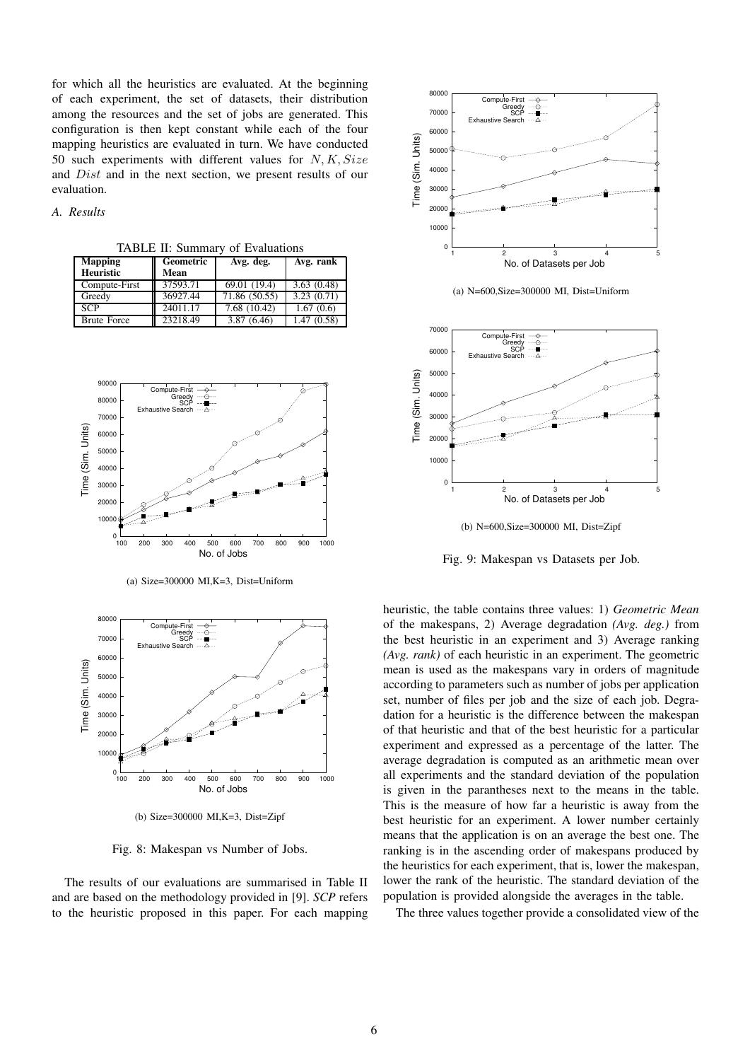for which all the heuristics are evaluated. At the beginning of each experiment, the set of datasets, their distribution among the resources and the set of jobs are generated. This configuration is then kept constant while each of the four mapping heuristics are evaluated in turn. We have conducted 50 such experiments with different values for $N, K, Size$ and $Dist$ and in the next section, we present results of our evaluation.

### A. Results

TABLE II: Summary of Evaluations

| Mapping Heuristic | Geometric Mean | Avg. deg. | Avg. rank |
|---|---|---|---|
| Compute-First | 37593.71 | 69.01 (19.4) | 3.63 (0.48) |
| Greedy | 36927.44 | 71.86 (50.55) | 3.23 (0.71) |
| SCP | 24011.17 | 7.68 (10.42) | 1.67 (0.6) |
| Brute Force | 23218.49 | 3.87 (6.46) | 1.47 (0.58) |

(a) Size=300000 MI,K=3, Dist=Uniform

(b) Size=300000 MI,K=3, Dist=Zipf

Fig. 8: Makespan vs Number of Jobs.

(a) N=600,Size=300000 MI, Dist=Uniform

(b) N=600,Size=300000 MI, Dist=Zipf

Fig. 9: Makespan vs Datasets per Job.

The results of our evaluations are summarised in Table II and are based on the methodology provided in [9]. *SCP* refers to the heuristic proposed in this paper. For each mapping heuristic, the table contains three values: 1) *Geometric Mean* of the makespans, 2) Average degradation *(Avg. deg.)* from the best heuristic in an experiment and 3) Average ranking *(Avg. rank)* of each heuristic in an experiment. The geometric mean is used as the makespans vary in orders of magnitude according to parameters such as number of jobs per application set, number of files per job and the size of each job. Degradation for a heuristic is the difference between the makespan of that heuristic and that of the best heuristic for a particular experiment and expressed as a percentage of the latter. The average degradation is computed as an arithmetic mean over all experiments and the standard deviation of the population is given in the parantheses next to the means in the table. This is the measure of how far a heuristic is away from the best heuristic for an experiment. A lower number certainly means that the application is on an average the best one. The ranking is in the ascending order of makespans produced by the heuristics for each experiment, that is, lower the makespan, lower the rank of the heuristic. The standard deviation of the population is provided alongside the averages in the table.

The three values together provide a consolidated view of the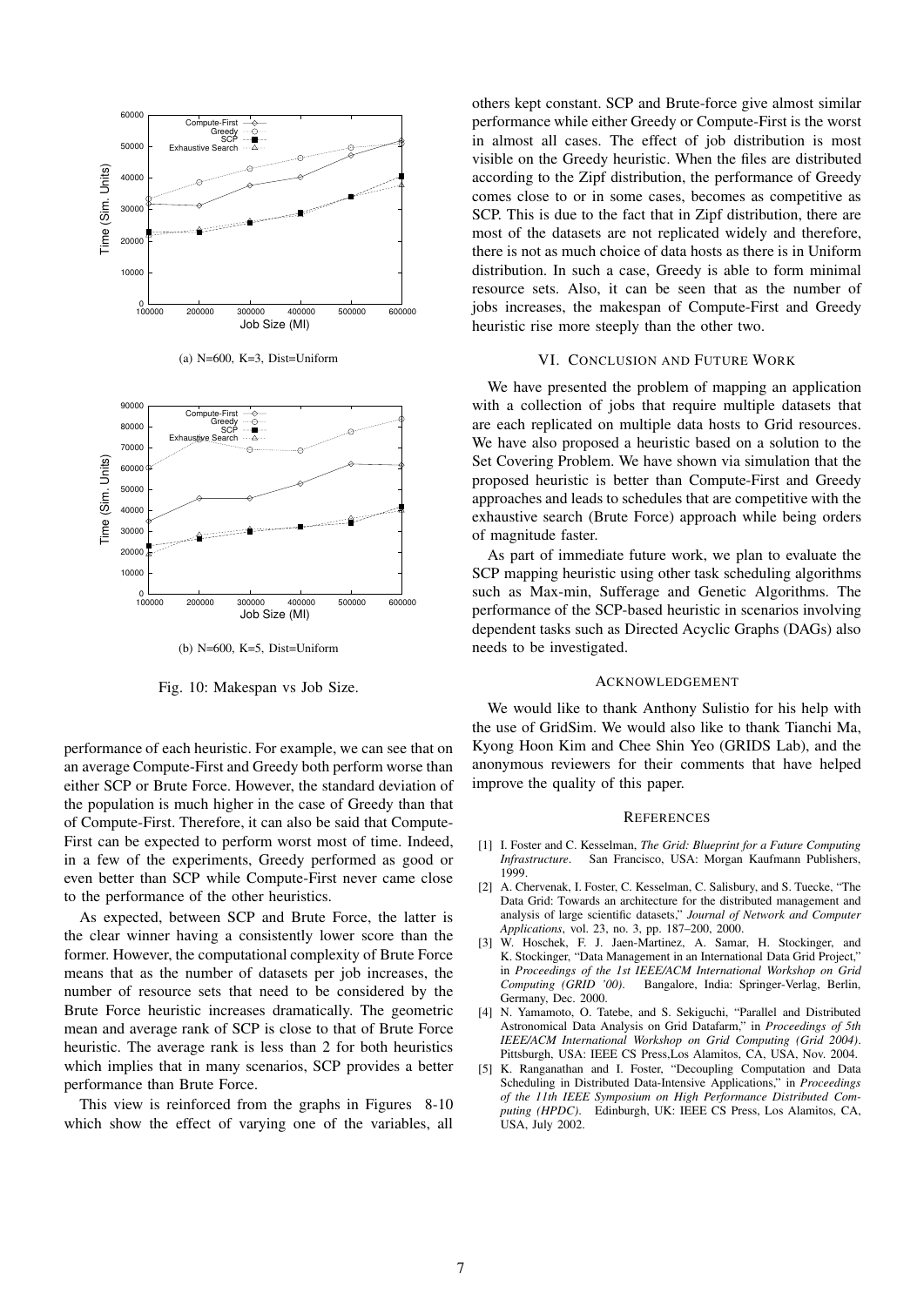Compute-First
Greedy
SCP
Exhaustive Search

Time (Sim. Units)

0
10000
20000
30000
40000
50000
60000

100000 200000 300000 400000 500000 600000

Job Size (MI)

(a) N=600, K=3, Dist=Uniform

Compute-First
Greedy
SCP
Exhaustive Search

Time (Sim. Units)

0
10000
20000
30000
40000
50000
60000
70000
80000
90000

100000 200000 300000 400000 500000 600000

Job Size (MI)

(b) N=600, K=5, Dist=Uniform

Fig. 10: Makespan vs Job Size.

performance of each heuristic. For example, we can see that on an average Compute-First and Greedy both perform worse than either SCP or Brute Force. However, the standard deviation of the population is much higher in the case of Greedy than that of Compute-First. Therefore, it can also be said that Compute-First can be expected to perform worst most of time. Indeed, in a few of the experiments, Greedy performed as good or even better than SCP while Compute-First never came close to the performance of the other heuristics.

As expected, between SCP and Brute Force, the latter is the clear winner having a consistently lower score than the former. However, the computational complexity of Brute Force means that as the number of datasets per job increases, the number of resource sets that need to be considered by the Brute Force heuristic increases dramatically. The geometric mean and average rank of SCP is close to that of Brute Force heuristic. The average rank is less than 2 for both heuristics which implies that in many scenarios, SCP provides a better performance than Brute Force.

This view is reinforced from the graphs in Figures 8-10 which show the effect of varying one of the variables, all others kept constant. SCP and Brute-force give almost similar performance while either Greedy or Compute-First is the worst in almost all cases. The effect of job distribution is most visible on the Greedy heuristic. When the files are distributed according to the Zipf distribution, the performance of Greedy comes close to or in some cases, becomes as competitive as SCP. This is due to the fact that in Zipf distribution, there are most of the datasets are not replicated widely and therefore, there is not as much choice of data hosts as there is in Uniform distribution. In such a case, Greedy is able to form minimal resource sets. Also, it can be seen that as the number of jobs increases, the makespan of Compute-First and Greedy heuristic rise more steeply than the other two.

## VI. Conclusion and Future Work

We have presented the problem of mapping an application with a collection of jobs that require multiple datasets that are each replicated on multiple data hosts to Grid resources. We have also proposed a heuristic based on a solution to the Set Covering Problem. We have shown via simulation that the proposed heuristic is better than Compute-First and Greedy approaches and leads to schedules that are competitive with the exhaustive search (Brute Force) approach while being orders of magnitude faster.

As part of immediate future work, we plan to evaluate the SCP mapping heuristic using other task scheduling algorithms such as Max-min, Sufferage and Genetic Algorithms. The performance of the SCP-based heuristic in scenarios involving dependent tasks such as Directed Acyclic Graphs (DAGs) also needs to be investigated.

## Acknowledgement

We would like to thank Anthony Sulistio for his help with the use of GridSim. We would also like to thank Tianchi Ma, Kyong Hoon Kim and Chee Shin Yeo (GRIDS Lab), and the anonymous reviewers for their comments that have helped improve the quality of this paper.

## References

[1] I. Foster and C. Kesselman, *The Grid: Blueprint for a Future Computing Infrastructure*. San Francisco, USA: Morgan Kaufmann Publishers, 1999.

[2] A. Chervenak, I. Foster, C. Kesselman, C. Salisbury, and S. Tuecke, "The Data Grid: Towards an architecture for the distributed management and analysis of large scientific datasets," *Journal of Network and Computer Applications*, vol. 23, no. 3, pp. 187–200, 2000.

[3] W. Hoschek, F. J. Jaen-Martinez, A. Samar, H. Stockinger, and K. Stockinger, "Data Management in an International Data Grid Project," in *Proceedings of the 1st IEEE/ACM International Workshop on Grid Computing (GRID '00)*. Bangalore, India: Springer-Verlag, Berlin, Germany, Dec. 2000.

[4] N. Yamamoto, O. Tatebe, and S. Sekiguchi, "Parallel and Distributed Astronomical Data Analysis on Grid Datafarm," in *Proceedings of 5th IEEE/ACM International Workshop on Grid Computing (Grid 2004)*. Pittsburgh, USA: IEEE CS Press,Los Alamitos, CA, USA, Nov. 2004.

[5] K. Ranganathan and I. Foster, "Decoupling Computation and Data Scheduling in Distributed Data-Intensive Applications," in *Proceedings of the 11th IEEE Symposium on High Performance Distributed Computing (HPDC)*. Edinburgh, UK: IEEE CS Press, Los Alamitos, CA, USA, July 2002.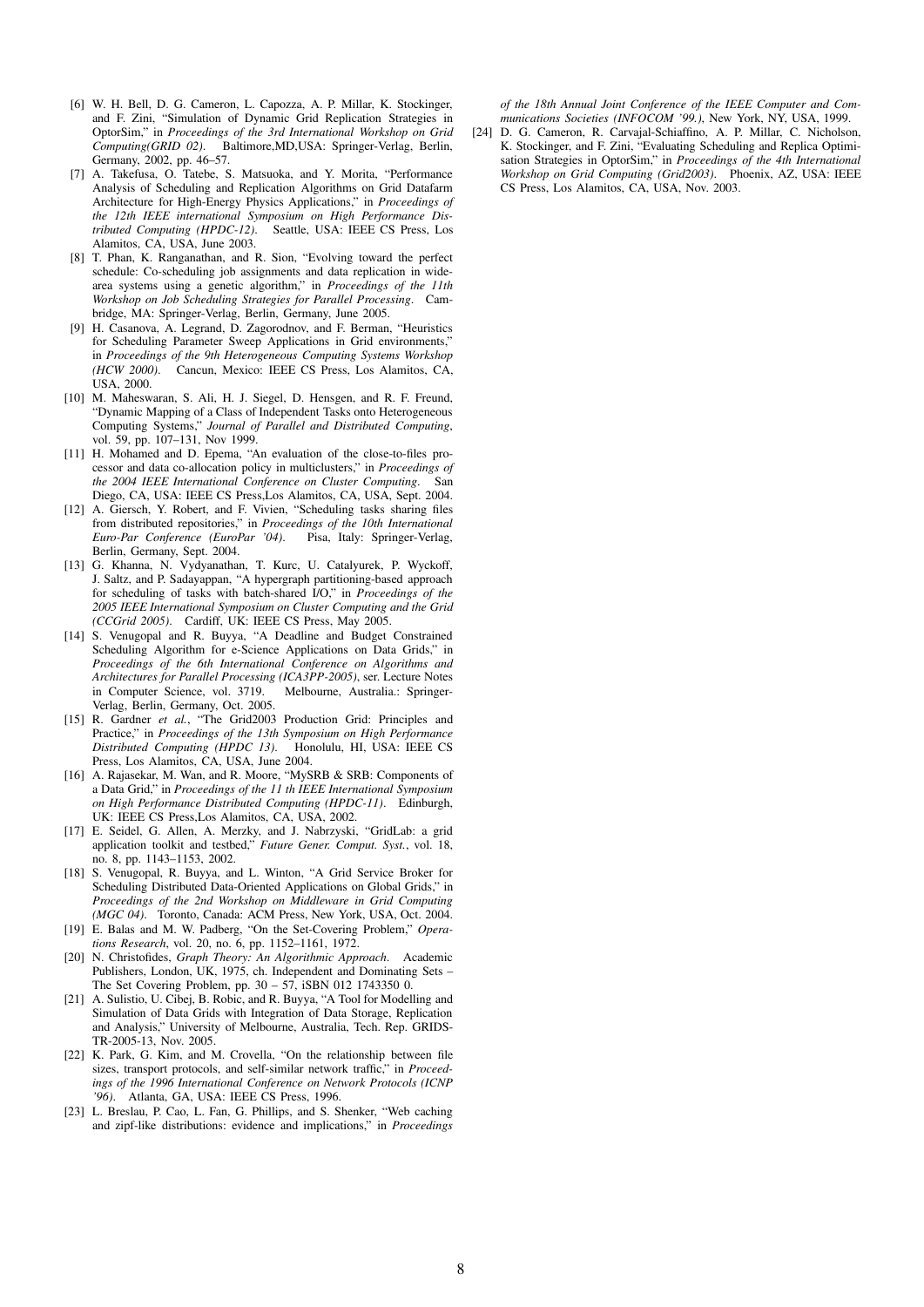[6] W. H. Bell, D. G. Cameron, L. Capozza, A. P. Millar, K. Stockinger, and F. Zini, "Simulation of Dynamic Grid Replication Strategies in OptorSim," in *Proceedings of the 3rd International Workshop on Grid Computing(GRID 02)*. Baltimore,MD,USA: Springer-Verlag, Berlin, Germany, 2002, pp. 46–57.

[7] A. Takefusa, O. Tatebe, S. Matsuoka, and Y. Morita, "Performance Analysis of Scheduling and Replication Algorithms on Grid Datafarm Architecture for High-Energy Physics Applications," in *Proceedings of the 12th IEEE international Symposium on High Performance Distributed Computing (HPDC-12)*. Seattle, USA: IEEE CS Press, Los Alamitos, CA, USA, June 2003.

[8] T. Phan, K. Ranganathan, and R. Sion, "Evolving toward the perfect schedule: Co-scheduling job assignments and data replication in wide-area systems using a genetic algorithm," in *Proceedings of the 11th Workshop on Job Scheduling Strategies for Parallel Processing*. Cambridge, MA: Springer-Verlag, Berlin, Germany, June 2005.

[9] H. Casanova, A. Legrand, D. Zagorodnov, and F. Berman, "Heuristics for Scheduling Parameter Sweep Applications in Grid environments," in *Proceedings of the 9th Heterogeneous Computing Systems Workshop (HCW 2000)*. Cancun, Mexico: IEEE CS Press, Los Alamitos, CA, USA, 2000.

[10] M. Maheswaran, S. Ali, H. J. Siegel, D. Hensgen, and R. F. Freund, "Dynamic Mapping of a Class of Independent Tasks onto Heterogeneous Computing Systems," *Journal of Parallel and Distributed Computing*, vol. 59, pp. 107–131, Nov 1999.

[11] H. Mohamed and D. Epema, "An evaluation of the close-to-files processor and data co-allocation policy in multiclusters," in *Proceedings of the 2004 IEEE International Conference on Cluster Computing*. San Diego, CA, USA: IEEE CS Press,Los Alamitos, CA, USA, Sept. 2004.

[12] A. Giersch, Y. Robert, and F. Vivien, "Scheduling tasks sharing files from distributed repositories," in *Proceedings of the 10th International Euro-Par Conference (EuroPar '04)*. Pisa, Italy: Springer-Verlag, Berlin, Germany, Sept. 2004.

[13] G. Khanna, N. Vydyanathan, T. Kurc, U. Catalyurek, P. Wyckoff, J. Saltz, and P. Sadayappan, "A hypergraph partitioning-based approach for scheduling of tasks with batch-shared I/O," in *Proceedings of the 2005 IEEE International Symposium on Cluster Computing and the Grid (CCGrid 2005)*. Cardiff, UK: IEEE CS Press, May 2005.

[14] S. Venugopal and R. Buyya, "A Deadline and Budget Constrained Scheduling Algorithm for e-Science Applications on Data Grids," in *Proceedings of the 6th International Conference on Algorithms and Architectures for Parallel Processing (ICA3PP-2005)*, ser. Lecture Notes in Computer Science, vol. 3719. Melbourne, Australia.: Springer-Verlag, Berlin, Germany, Oct. 2005.

[15] R. Gardner *et al.*, "The Grid2003 Production Grid: Principles and Practice," in *Proceedings of the 13th Symposium on High Performance Distributed Computing (HPDC 13)*. Honolulu, HI, USA: IEEE CS Press, Los Alamitos, CA, USA, June 2004.

[16] A. Rajasekar, M. Wan, and R. Moore, "MySRB & SRB: Components of a Data Grid," in *Proceedings of the 11 th IEEE International Symposium on High Performance Distributed Computing (HPDC-11)*. Edinburgh, UK: IEEE CS Press,Los Alamitos, CA, USA, 2002.

[17] E. Seidel, G. Allen, A. Merzky, and J. Nabrzyski, "GridLab: a grid application toolkit and testbed," *Future Gener. Comput. Syst.*, vol. 18, no. 8, pp. 1143–1153, 2002.

[18] S. Venugopal, R. Buyya, and L. Winton, "A Grid Service Broker for Scheduling Distributed Data-Oriented Applications on Global Grids," in *Proceedings of the 2nd Workshop on Middleware in Grid Computing (MGC 04)*. Toronto, Canada: ACM Press, New York, USA, Oct. 2004.

[19] E. Balas and M. W. Padberg, "On the Set-Covering Problem," *Operations Research*, vol. 20, no. 6, pp. 1152–1161, 1972.

[20] N. Christofides, *Graph Theory: An Algorithmic Approach*. Academic Publishers, London, UK, 1975, ch. Independent and Dominating Sets – The Set Covering Problem, pp. 30 – 57, iSBN 012 1743350 0.

[21] A. Sulistio, U. Cibej, B. Robic, and R. Buyya, "A Tool for Modelling and Simulation of Data Grids with Integration of Data Storage, Replication and Analysis," University of Melbourne, Australia, Tech. Rep. GRIDS-TR-2005-13, Nov. 2005.

[22] K. Park, G. Kim, and M. Crovella, "On the relationship between file sizes, transport protocols, and self-similar network traffic," in *Proceedings of the 1996 International Conference on Network Protocols (ICNP '96)*. Atlanta, GA, USA: IEEE CS Press, 1996.

[23] L. Breslau, P. Cao, L. Fan, G. Phillips, and S. Shenker, "Web caching and zipf-like distributions: evidence and implications," in *Proceedings of the 18th Annual Joint Conference of the IEEE Computer and Communications Societies (INFOCOM '99.)*, New York, NY, USA, 1999.

[24] D. G. Cameron, R. Carvajal-Schiaffino, A. P. Millar, C. Nicholson, K. Stockinger, and F. Zini, "Evaluating Scheduling and Replica Optimisation Strategies in OptorSim," in *Proceedings of the 4th International Workshop on Grid Computing (Grid2003)*. Phoenix, AZ, USA: IEEE CS Press, Los Alamitos, CA, USA, Nov. 2003.